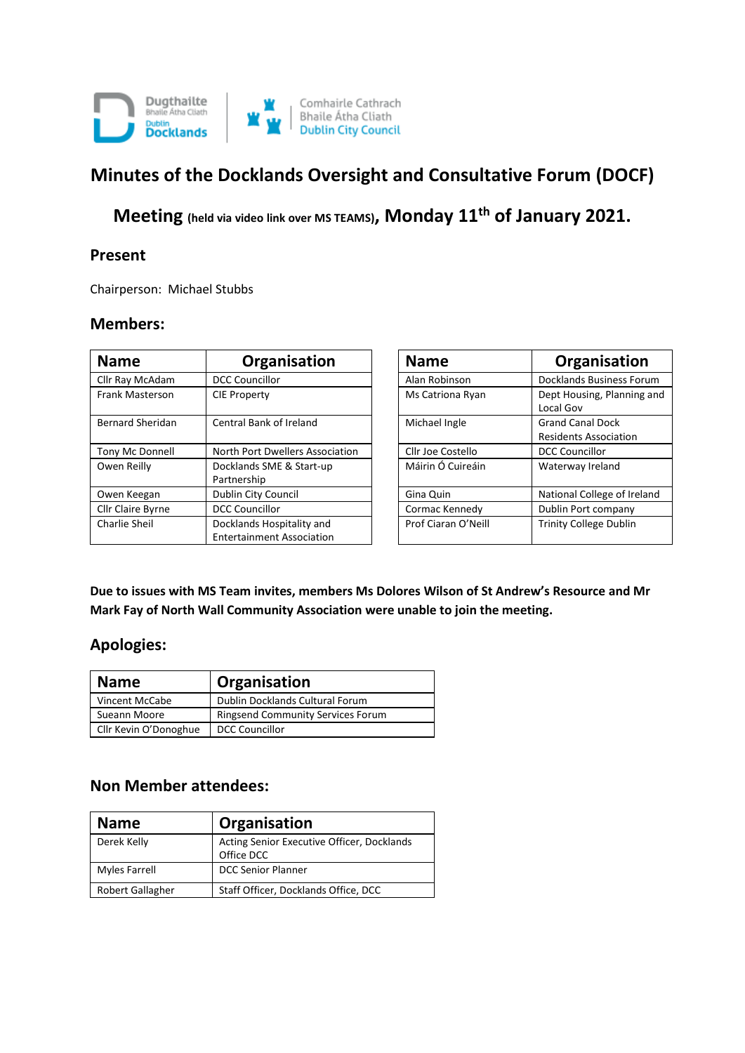# Minutes of the Docklands Oversight and Consultative Forum (DOCF)

## Meeting (held via video link over MS TEAMS), Monday 11th of January 2021.

### Present

Chairperson: Michael Stubbs

### Members:

| Name | Organisation |
|---|---|
| Cllr Ray McAdam | DCC Councillor |
| Frank Masterson | CIE Property |
| Bernard Sheridan | Central Bank of Ireland |
| Tony Mc Donnell | North Port Dwellers Association |
| Owen Reilly | Docklands SME & Start-up Partnership |
| Owen Keegan | Dublin City Council |
| Cllr Claire Byrne | DCC Councillor |
| Charlie Sheil | Docklands Hospitality and Entertainment Association |

| Name | Organisation |
|---|---|
| Alan Robinson | Docklands Business Forum |
| Ms Catriona Ryan | Dept Housing, Planning and Local Gov |
| Michael Ingle | Grand Canal Dock Residents Association |
| Cllr Joe Costello | DCC Councillor |
| Máirin Ó Cuireáin | Waterway Ireland |
| Gina Quin | National College of Ireland |
| Cormac Kennedy | Dublin Port company |
| Prof Ciaran O'Neill | Trinity College Dublin |

**Due to issues with MS Team invites, members Ms Dolores Wilson of St Andrew's Resource and Mr Mark Fay of North Wall Community Association were unable to join the meeting.**

### Apologies:

| Name | Organisation |
|---|---|
| Vincent McCabe | Dublin Docklands Cultural Forum |
| Sueann Moore | Ringsend Community Services Forum |
| Cllr Kevin O'Donoghue | DCC Councillor |

### Non Member attendees:

| Name | Organisation |
|---|---|
| Derek Kelly | Acting Senior Executive Officer, Docklands Office DCC |
| Myles Farrell | DCC Senior Planner |
| Robert Gallagher | Staff Officer, Docklands Office, DCC |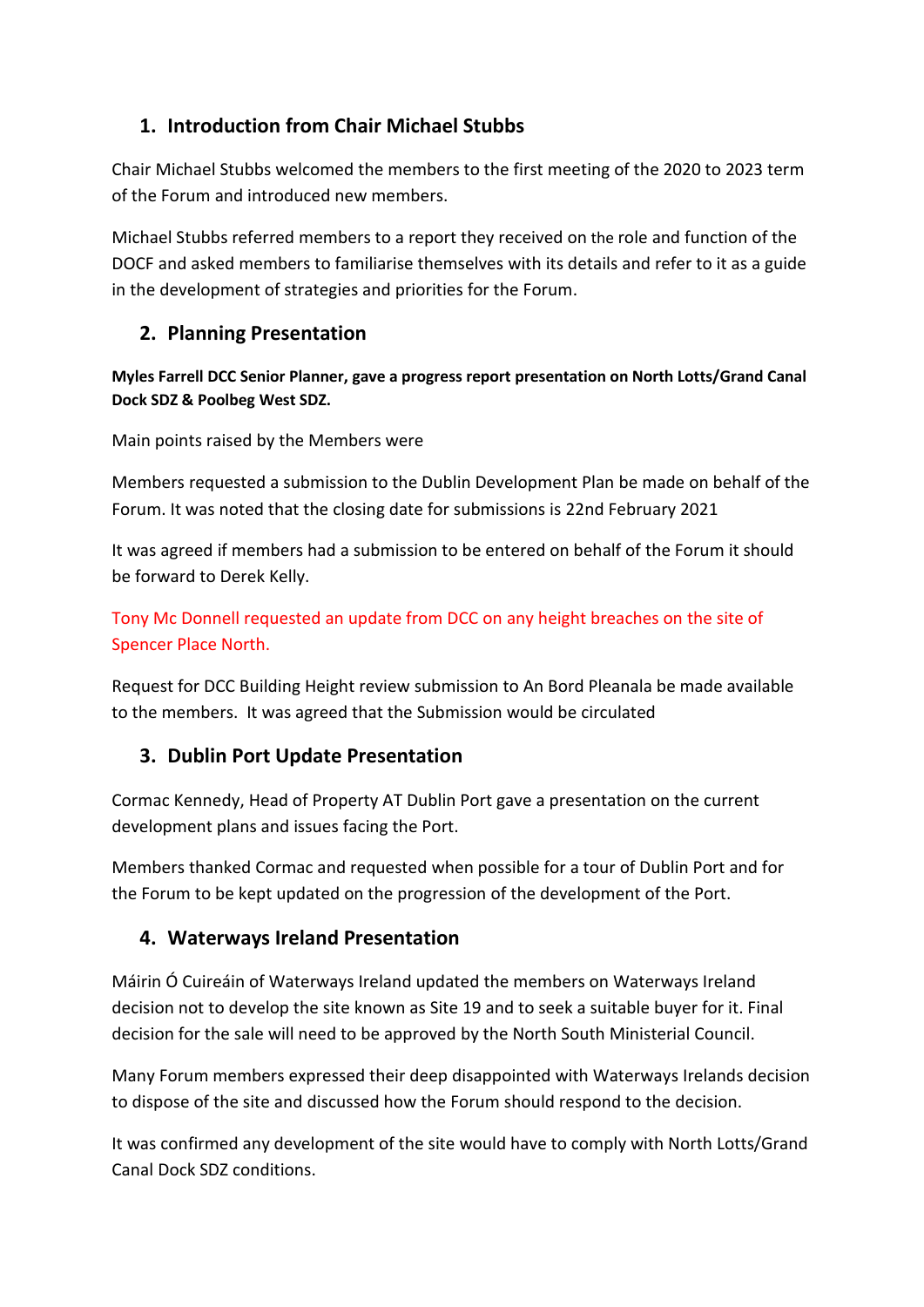## 1. Introduction from Chair Michael Stubbs

Chair Michael Stubbs welcomed the members to the first meeting of the 2020 to 2023 term of the Forum and introduced new members.

Michael Stubbs referred members to a report they received on the role and function of the DOCF and asked members to familiarise themselves with its details and refer to it as a guide in the development of strategies and priorities for the Forum.

## 2. Planning Presentation

**Myles Farrell DCC Senior Planner, gave a progress report presentation on North Lotts/Grand Canal Dock SDZ & Poolbeg West SDZ.**

Main points raised by the Members were

Members requested a submission to the Dublin Development Plan be made on behalf of the Forum. It was noted that the closing date for submissions is 22nd February 2021

It was agreed if members had a submission to be entered on behalf of the Forum it should be forward to Derek Kelly.

Tony Mc Donnell requested an update from DCC on any height breaches on the site of Spencer Place North.

Request for DCC Building Height review submission to An Bord Pleanala be made available to the members. It was agreed that the Submission would be circulated

## 3. Dublin Port Update Presentation

Cormac Kennedy, Head of Property AT Dublin Port gave a presentation on the current development plans and issues facing the Port.

Members thanked Cormac and requested when possible for a tour of Dublin Port and for the Forum to be kept updated on the progression of the development of the Port.

## 4. Waterways Ireland Presentation

Máirin Ó Cuireáin of Waterways Ireland updated the members on Waterways Ireland decision not to develop the site known as Site 19 and to seek a suitable buyer for it. Final decision for the sale will need to be approved by the North South Ministerial Council.

Many Forum members expressed their deep disappointed with Waterways Irelands decision to dispose of the site and discussed how the Forum should respond to the decision.

It was confirmed any development of the site would have to comply with North Lotts/Grand Canal Dock SDZ conditions.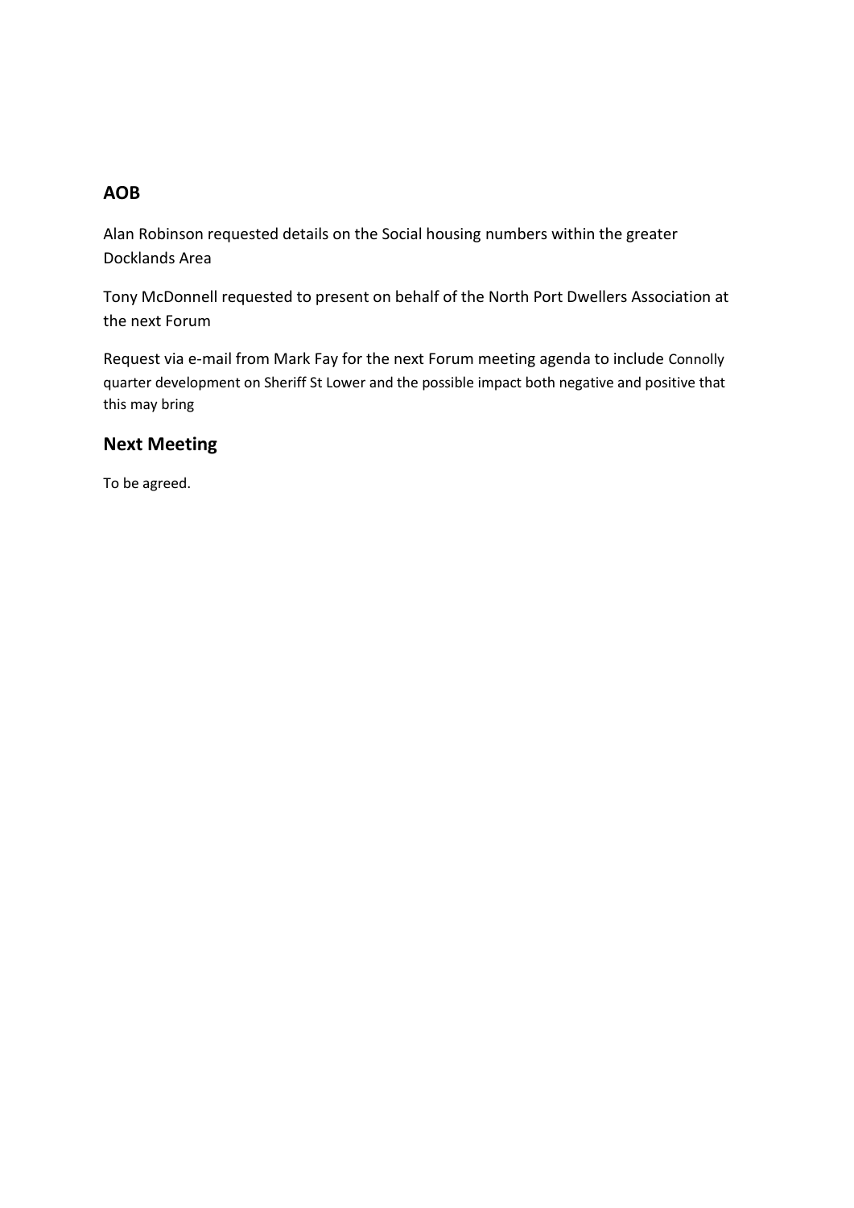## AOB

Alan Robinson requested details on the Social housing numbers within the greater Docklands Area

Tony McDonnell requested to present on behalf of the North Port Dwellers Association at the next Forum

Request via e-mail from Mark Fay for the next Forum meeting agenda to include Connolly quarter development on Sheriff St Lower and the possible impact both negative and positive that this may bring

## Next Meeting

To be agreed.